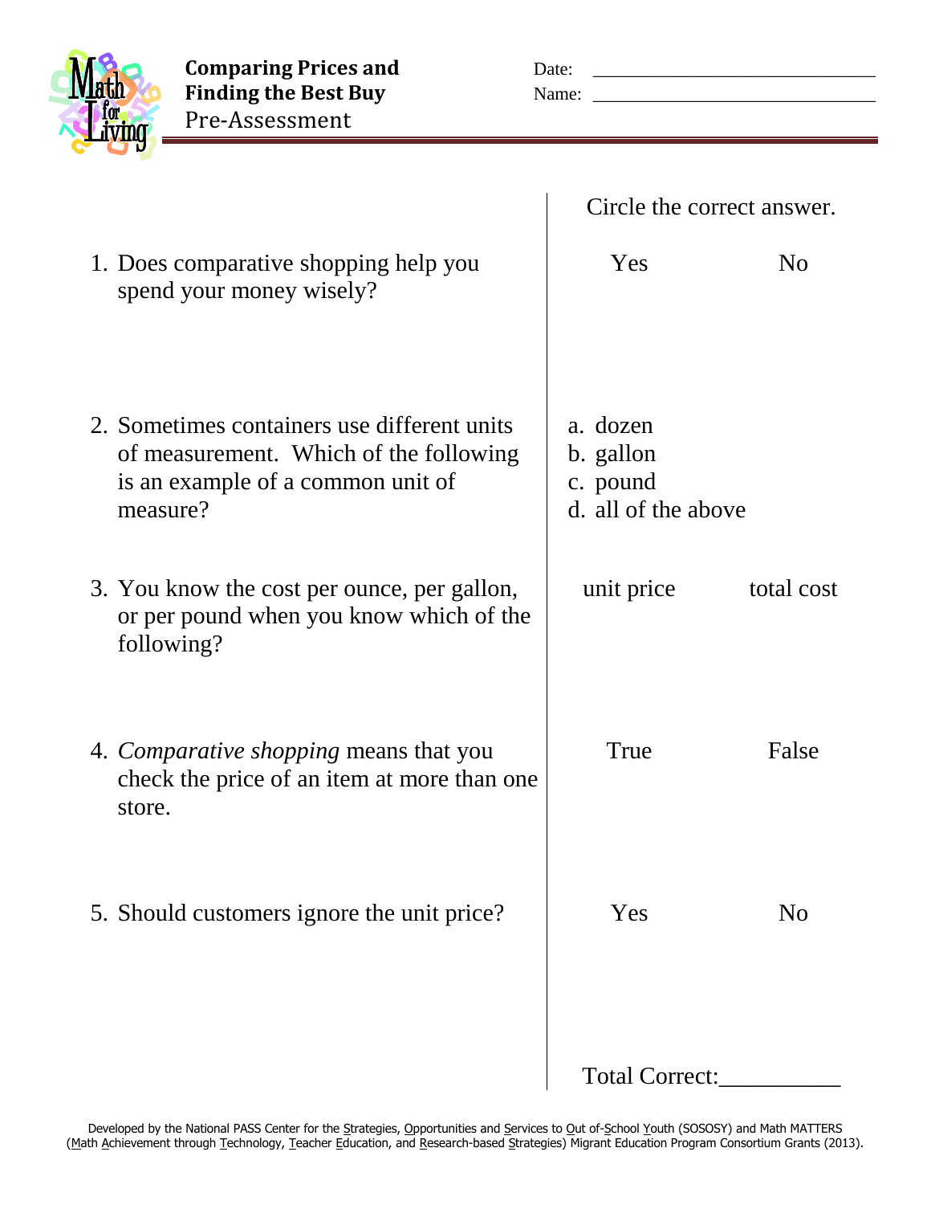# Comparing Prices and Finding the Best Buy
## Pre-Assessment

Date: ______________________________

Name: ______________________________

| | Circle the correct answer. | |
|---|---|---|
| 1. Does comparative shopping help you spend your money wisely? | Yes | No |
| 2. Sometimes containers use different units of measurement. Which of the following is an example of a common unit of measure? | a. dozen<br>b. gallon<br>c. pound<br>d. all of the above | |
| 3. You know the cost per ounce, per gallon, or per pound when you know which of the following? | unit price | total cost |
| 4. *Comparative shopping* means that you check the price of an item at more than one store. | True | False |
| 5. Should customers ignore the unit price? | Yes | No |

Total Correct:__________

Developed by the National PASS Center for the Strategies, Opportunities and Services to Out of-School Youth (SOSOSY) and Math MATTERS (Math Achievement through Technology, Teacher Education, and Research-based Strategies) Migrant Education Program Consortium Grants (2013).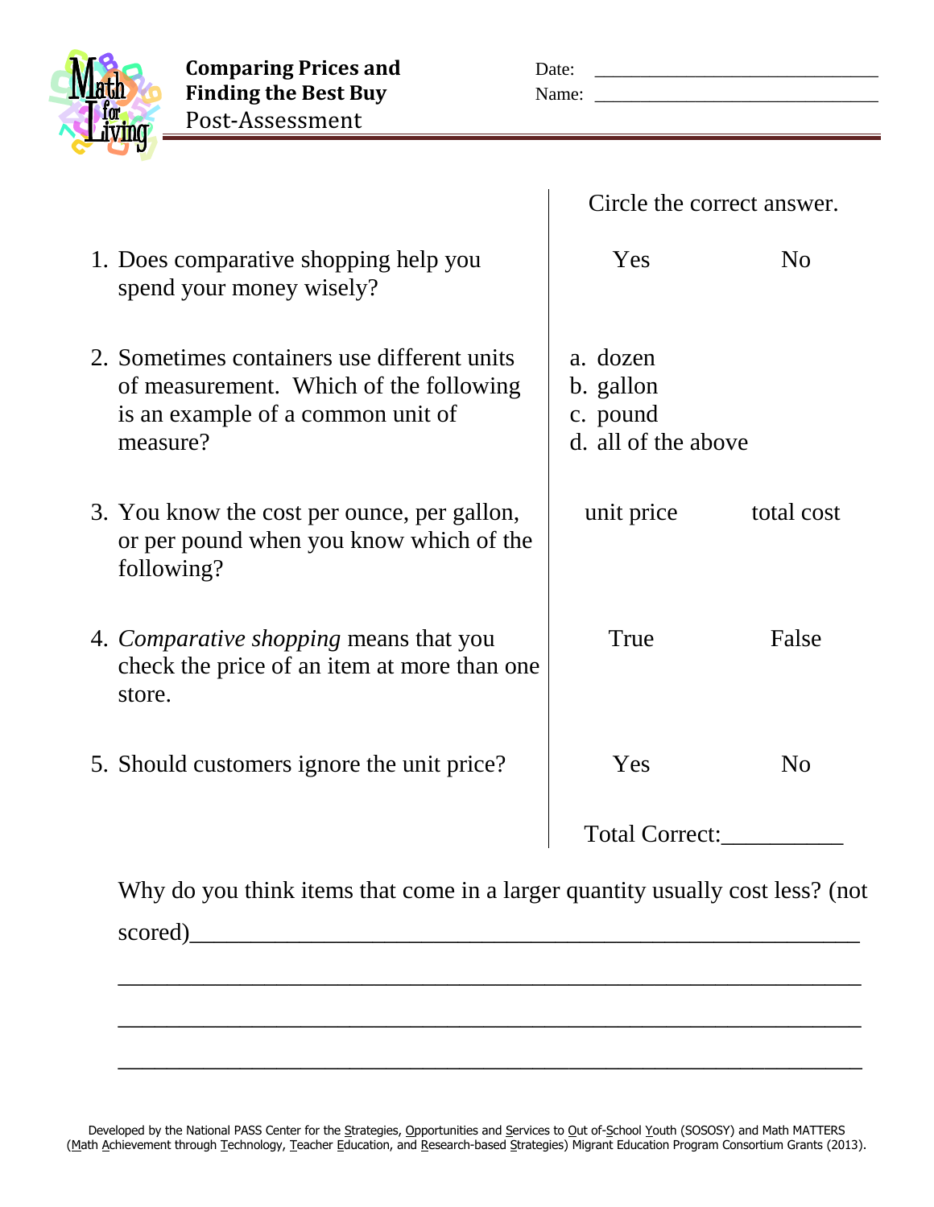# Comparing Prices and Finding the Best Buy

Post-Assessment

Date: ______________________________

Name: ______________________________

| | Circle the correct answer. | |
|---|---|---|
| 1. Does comparative shopping help you spend your money wisely? | Yes | No |
| 2. Sometimes containers use different units of measurement. Which of the following is an example of a common unit of measure? | a. dozen<br>b. gallon<br>c. pound<br>d. all of the above | |
| 3. You know the cost per ounce, per gallon, or per pound when you know which of the following? | unit price | total cost |
| 4. *Comparative shopping* means that you check the price of an item at more than one store. | True | False |
| 5. Should customers ignore the unit price? | Yes | No |
| | Total Correct:__________ | |

Why do you think items that come in a larger quantity usually cost less? (not scored)___________________________________________________________

_______________________________________________________________

_______________________________________________________________

_______________________________________________________________

Developed by the National PASS Center for the Strategies, Opportunities and Services to Out of-School Youth (SOSOSY) and Math MATTERS (Math Achievement through Technology, Teacher Education, and Research-based Strategies) Migrant Education Program Consortium Grants (2013).